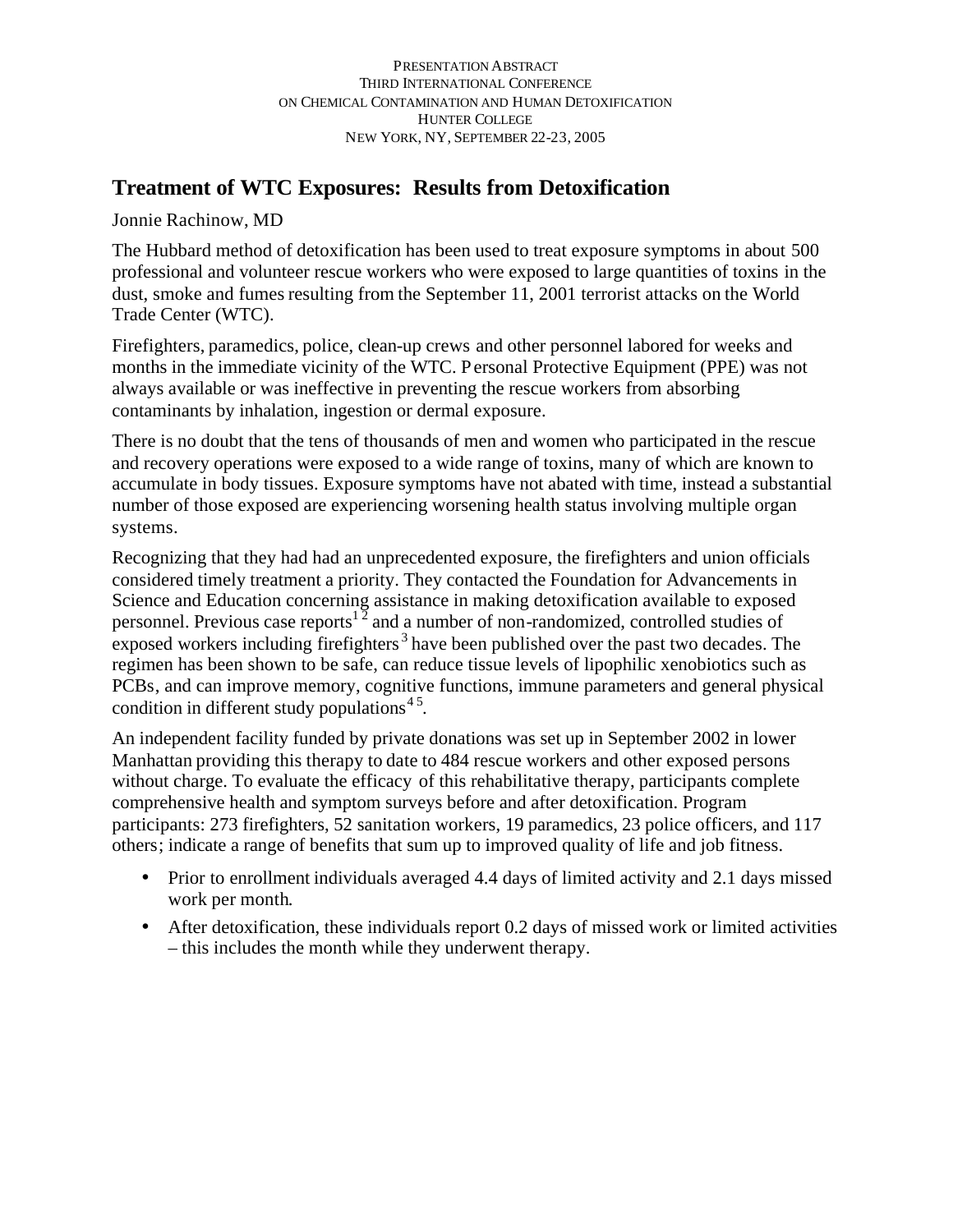PRESENTATION ABSTRACT
THIRD INTERNATIONAL CONFERENCE
ON CHEMICAL CONTAMINATION AND HUMAN DETOXIFICATION
HUNTER COLLEGE
NEW YORK, NY, SEPTEMBER 22-23, 2005

## Treatment of WTC Exposures: Results from Detoxification

Jonnie Rachinow, MD

The Hubbard method of detoxification has been used to treat exposure symptoms in about 500 professional and volunteer rescue workers who were exposed to large quantities of toxins in the dust, smoke and fumes resulting from the September 11, 2001 terrorist attacks on the World Trade Center (WTC).

Firefighters, paramedics, police, clean-up crews and other personnel labored for weeks and months in the immediate vicinity of the WTC. Personal Protective Equipment (PPE) was not always available or was ineffective in preventing the rescue workers from absorbing contaminants by inhalation, ingestion or dermal exposure.

There is no doubt that the tens of thousands of men and women who participated in the rescue and recovery operations were exposed to a wide range of toxins, many of which are known to accumulate in body tissues. Exposure symptoms have not abated with time, instead a substantial number of those exposed are experiencing worsening health status involving multiple organ systems.

Recognizing that they had had an unprecedented exposure, the firefighters and union officials considered timely treatment a priority. They contacted the Foundation for Advancements in Science and Education concerning assistance in making detoxification available to exposed personnel. Previous case reports[1,2] and a number of non-randomized, controlled studies of exposed workers including firefighters[3] have been published over the past two decades. The regimen has been shown to be safe, can reduce tissue levels of lipophilic xenobiotics such as PCBs, and can improve memory, cognitive functions, immune parameters and general physical condition in different study populations[4,5].

An independent facility funded by private donations was set up in September 2002 in lower Manhattan providing this therapy to date to 484 rescue workers and other exposed persons without charge. To evaluate the efficacy of this rehabilitative therapy, participants complete comprehensive health and symptom surveys before and after detoxification. Program participants: 273 firefighters, 52 sanitation workers, 19 paramedics, 23 police officers, and 117 others; indicate a range of benefits that sum up to improved quality of life and job fitness.

- Prior to enrollment individuals averaged 4.4 days of limited activity and 2.1 days missed work per month.
- After detoxification, these individuals report 0.2 days of missed work or limited activities – this includes the month while they underwent therapy.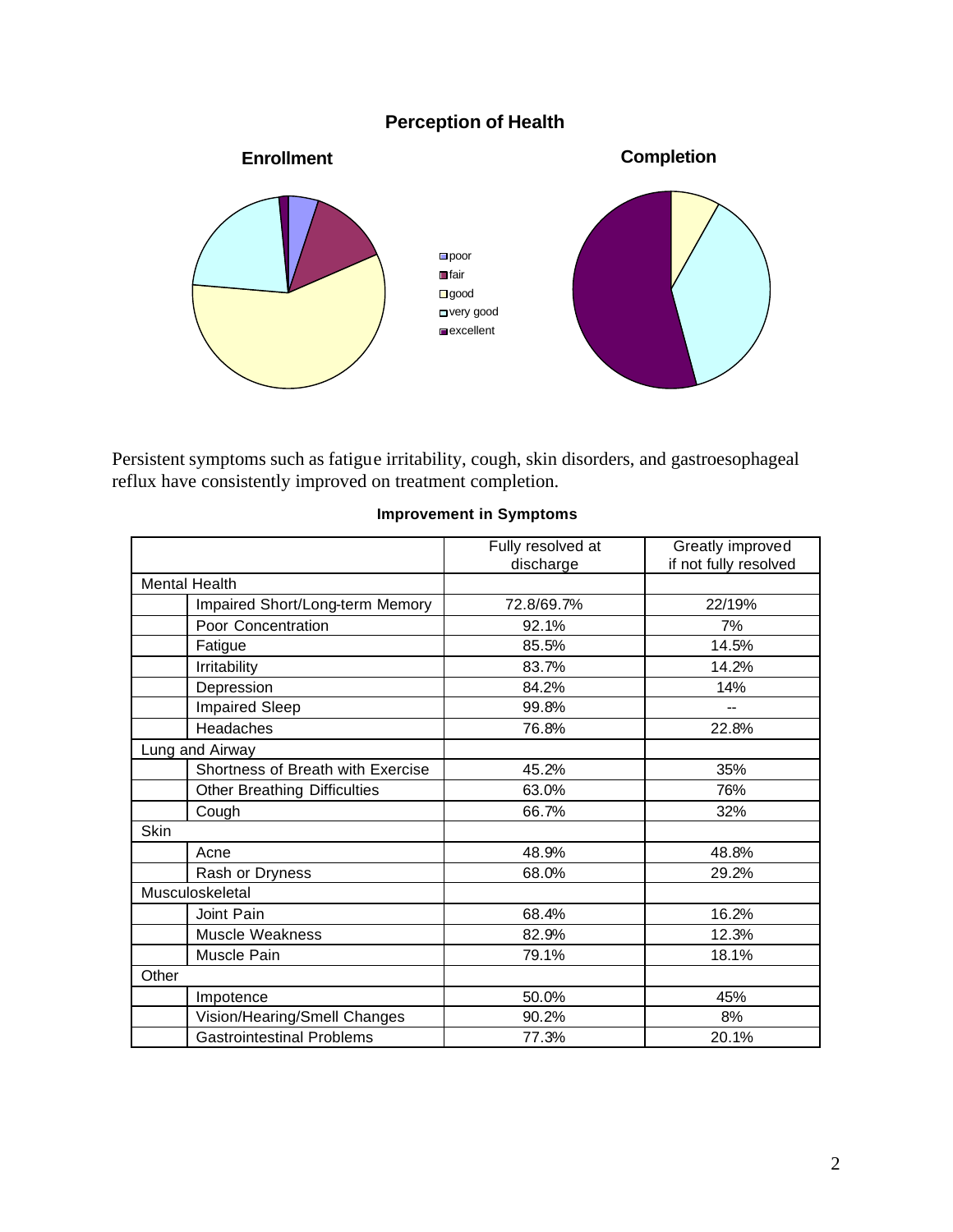**Perception of Health**

**Enrollment**

**Completion**

- poor
- fair
- good
- very good
- excellent

Persistent symptoms such as fatigue irritability, cough, skin disorders, and gastroesophageal reflux have consistently improved on treatment completion.

**Improvement in Symptoms**

| | | Fully resolved at discharge | Greatly improved if not fully resolved |
|---|---|---|---|
| Mental Health | | | |
| | Impaired Short/Long-term Memory | 72.8/69.7% | 22/19% |
| | Poor Concentration | 92.1% | 7% |
| | Fatigue | 85.5% | 14.5% |
| | Irritability | 83.7% | 14.2% |
| | Depression | 84.2% | 14% |
| | Impaired Sleep | 99.8% | -- |
| | Headaches | 76.8% | 22.8% |
| Lung and Airway | | | |
| | Shortness of Breath with Exercise | 45.2% | 35% |
| | Other Breathing Difficulties | 63.0% | 76% |
| | Cough | 66.7% | 32% |
| Skin | | | |
| | Acne | 48.9% | 48.8% |
| | Rash or Dryness | 68.0% | 29.2% |
| Musculoskeletal | | | |
| | Joint Pain | 68.4% | 16.2% |
| | Muscle Weakness | 82.9% | 12.3% |
| | Muscle Pain | 79.1% | 18.1% |
| Other | | | |
| | Impotence | 50.0% | 45% |
| | Vision/Hearing/Smell Changes | 90.2% | 8% |
| | Gastrointestinal Problems | 77.3% | 20.1% |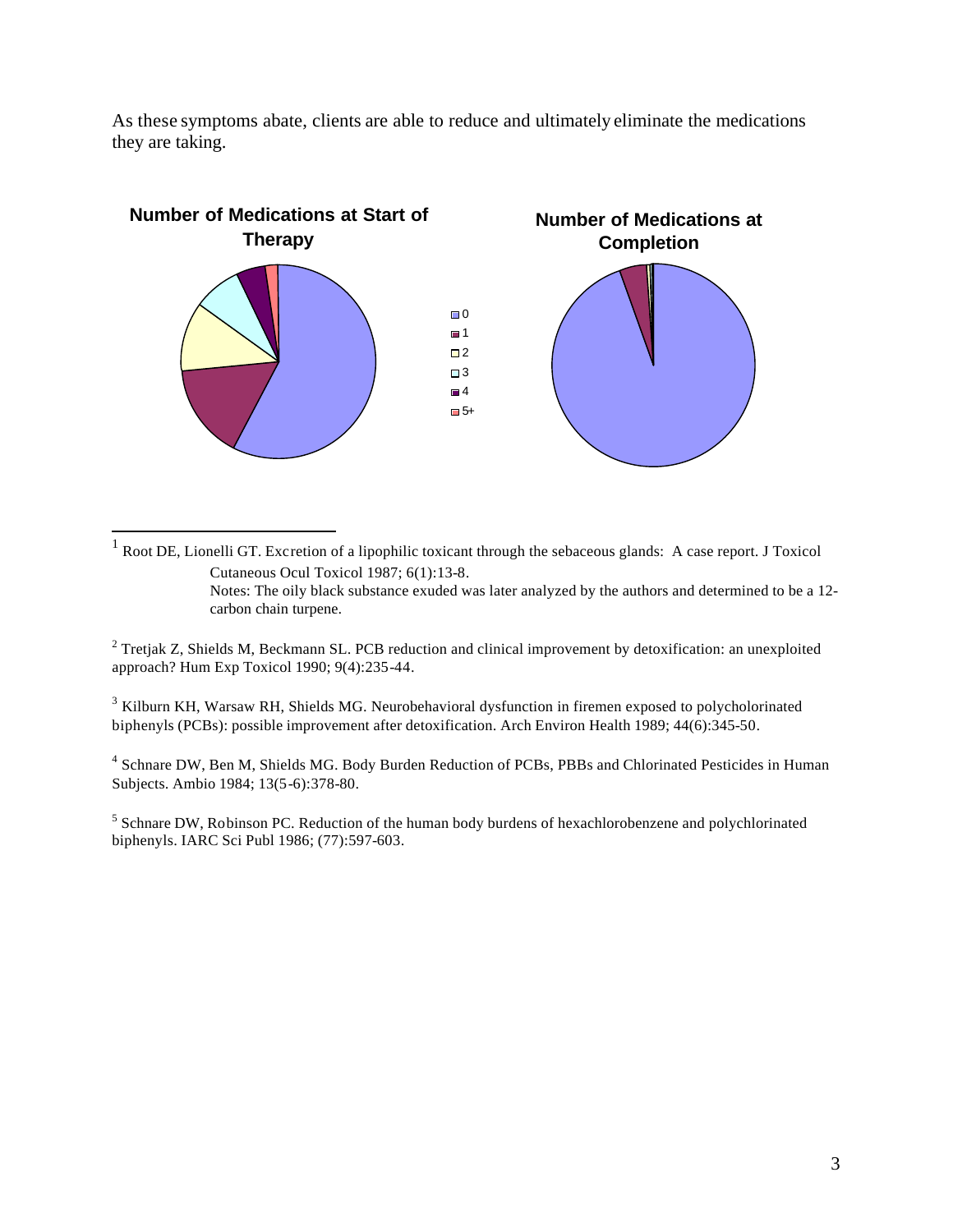As these symptoms abate, clients are able to reduce and ultimately eliminate the medications they are taking.

**Number of Medications at Start of Therapy**

**Number of Medications at Completion**

0
1
2
3
4
5+

---

[1] Root DE, Lionelli GT. Excretion of a lipophilic toxicant through the sebaceous glands: A case report. J Toxicol Cutaneous Ocul Toxicol 1987; 6(1):13-8.
Notes: The oily black substance exuded was later analyzed by the authors and determined to be a 12-carbon chain turpene.

[2] Tretjak Z, Shields M, Beckmann SL. PCB reduction and clinical improvement by detoxification: an unexploited approach? Hum Exp Toxicol 1990; 9(4):235-44.

[3] Kilburn KH, Warsaw RH, Shields MG. Neurobehavioral dysfunction in firemen exposed to polycholorinated biphenyls (PCBs): possible improvement after detoxification. Arch Environ Health 1989; 44(6):345-50.

[4] Schnare DW, Ben M, Shields MG. Body Burden Reduction of PCBs, PBBs and Chlorinated Pesticides in Human Subjects. Ambio 1984; 13(5-6):378-80.

[5] Schnare DW, Robinson PC. Reduction of the human body burdens of hexachlorobenzene and polychlorinated biphenyls. IARC Sci Publ 1986; (77):597-603.